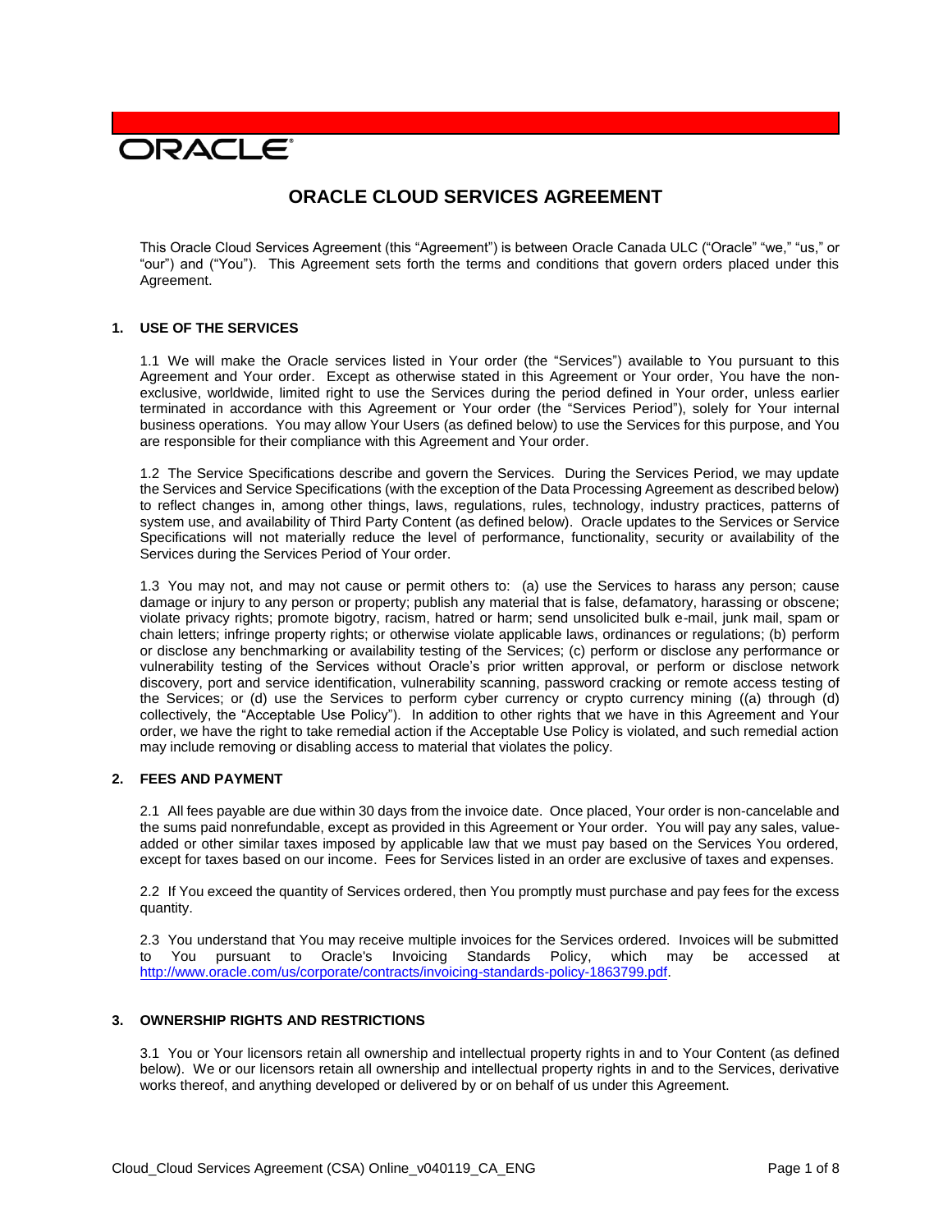ORACLE

# ORACLE CLOUD SERVICES AGREEMENT

This Oracle Cloud Services Agreement (this "Agreement") is between Oracle Canada ULC ("Oracle" "we," "us," or "our") and ("You"). This Agreement sets forth the terms and conditions that govern orders placed under this Agreement.

## 1. USE OF THE SERVICES

1.1 We will make the Oracle services listed in Your order (the "Services") available to You pursuant to this Agreement and Your order. Except as otherwise stated in this Agreement or Your order, You have the non-exclusive, worldwide, limited right to use the Services during the period defined in Your order, unless earlier terminated in accordance with this Agreement or Your order (the "Services Period"), solely for Your internal business operations. You may allow Your Users (as defined below) to use the Services for this purpose, and You are responsible for their compliance with this Agreement and Your order.

1.2 The Service Specifications describe and govern the Services. During the Services Period, we may update the Services and Service Specifications (with the exception of the Data Processing Agreement as described below) to reflect changes in, among other things, laws, regulations, rules, technology, industry practices, patterns of system use, and availability of Third Party Content (as defined below). Oracle updates to the Services or Service Specifications will not materially reduce the level of performance, functionality, security or availability of the Services during the Services Period of Your order.

1.3 You may not, and may not cause or permit others to: (a) use the Services to harass any person; cause damage or injury to any person or property; publish any material that is false, defamatory, harassing or obscene; violate privacy rights; promote bigotry, racism, hatred or harm; send unsolicited bulk e-mail, junk mail, spam or chain letters; infringe property rights; or otherwise violate applicable laws, ordinances or regulations; (b) perform or disclose any benchmarking or availability testing of the Services; (c) perform or disclose any performance or vulnerability testing of the Services without Oracle's prior written approval, or perform or disclose network discovery, port and service identification, vulnerability scanning, password cracking or remote access testing of the Services; or (d) use the Services to perform cyber currency or crypto currency mining ((a) through (d) collectively, the "Acceptable Use Policy"). In addition to other rights that we have in this Agreement and Your order, we have the right to take remedial action if the Acceptable Use Policy is violated, and such remedial action may include removing or disabling access to material that violates the policy.

## 2. FEES AND PAYMENT

2.1 All fees payable are due within 30 days from the invoice date. Once placed, Your order is non-cancelable and the sums paid nonrefundable, except as provided in this Agreement or Your order. You will pay any sales, value-added or other similar taxes imposed by applicable law that we must pay based on the Services You ordered, except for taxes based on our income. Fees for Services listed in an order are exclusive of taxes and expenses.

2.2 If You exceed the quantity of Services ordered, then You promptly must purchase and pay fees for the excess quantity.

2.3 You understand that You may receive multiple invoices for the Services ordered. Invoices will be submitted to You pursuant to Oracle's Invoicing Standards Policy, which may be accessed at http://www.oracle.com/us/corporate/contracts/invoicing-standards-policy-1863799.pdf.

## 3. OWNERSHIP RIGHTS AND RESTRICTIONS

3.1 You or Your licensors retain all ownership and intellectual property rights in and to Your Content (as defined below). We or our licensors retain all ownership and intellectual property rights in and to the Services, derivative works thereof, and anything developed or delivered by or on behalf of us under this Agreement.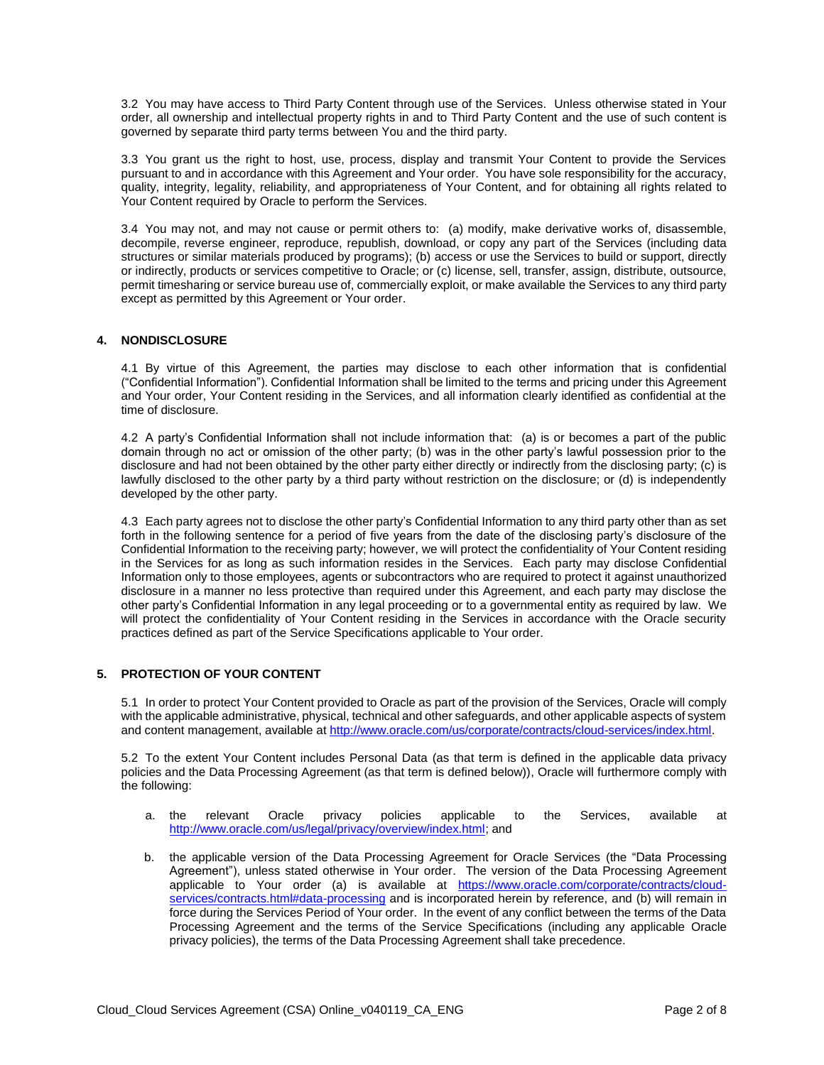3.2 You may have access to Third Party Content through use of the Services. Unless otherwise stated in Your order, all ownership and intellectual property rights in and to Third Party Content and the use of such content is governed by separate third party terms between You and the third party.

3.3 You grant us the right to host, use, process, display and transmit Your Content to provide the Services pursuant to and in accordance with this Agreement and Your order. You have sole responsibility for the accuracy, quality, integrity, legality, reliability, and appropriateness of Your Content, and for obtaining all rights related to Your Content required by Oracle to perform the Services.

3.4 You may not, and may not cause or permit others to: (a) modify, make derivative works of, disassemble, decompile, reverse engineer, reproduce, republish, download, or copy any part of the Services (including data structures or similar materials produced by programs); (b) access or use the Services to build or support, directly or indirectly, products or services competitive to Oracle; or (c) license, sell, transfer, assign, distribute, outsource, permit timesharing or service bureau use of, commercially exploit, or make available the Services to any third party except as permitted by this Agreement or Your order.

## 4. NONDISCLOSURE

4.1 By virtue of this Agreement, the parties may disclose to each other information that is confidential ("Confidential Information"). Confidential Information shall be limited to the terms and pricing under this Agreement and Your order, Your Content residing in the Services, and all information clearly identified as confidential at the time of disclosure.

4.2 A party's Confidential Information shall not include information that: (a) is or becomes a part of the public domain through no act or omission of the other party; (b) was in the other party's lawful possession prior to the disclosure and had not been obtained by the other party either directly or indirectly from the disclosing party; (c) is lawfully disclosed to the other party by a third party without restriction on the disclosure; or (d) is independently developed by the other party.

4.3 Each party agrees not to disclose the other party's Confidential Information to any third party other than as set forth in the following sentence for a period of five years from the date of the disclosing party's disclosure of the Confidential Information to the receiving party; however, we will protect the confidentiality of Your Content residing in the Services for as long as such information resides in the Services. Each party may disclose Confidential Information only to those employees, agents or subcontractors who are required to protect it against unauthorized disclosure in a manner no less protective than required under this Agreement, and each party may disclose the other party's Confidential Information in any legal proceeding or to a governmental entity as required by law. We will protect the confidentiality of Your Content residing in the Services in accordance with the Oracle security practices defined as part of the Service Specifications applicable to Your order.

## 5. PROTECTION OF YOUR CONTENT

5.1 In order to protect Your Content provided to Oracle as part of the provision of the Services, Oracle will comply with the applicable administrative, physical, technical and other safeguards, and other applicable aspects of system and content management, available at http://www.oracle.com/us/corporate/contracts/cloud-services/index.html.

5.2 To the extent Your Content includes Personal Data (as that term is defined in the applicable data privacy policies and the Data Processing Agreement (as that term is defined below)), Oracle will furthermore comply with the following:

a. the relevant Oracle privacy policies applicable to the Services, available at http://www.oracle.com/us/legal/privacy/overview/index.html; and

b. the applicable version of the Data Processing Agreement for Oracle Services (the "Data Processing Agreement"), unless stated otherwise in Your order. The version of the Data Processing Agreement applicable to Your order (a) is available at https://www.oracle.com/corporate/contracts/cloud-services/contracts.html#data-processing and is incorporated herein by reference, and (b) will remain in force during the Services Period of Your order. In the event of any conflict between the terms of the Data Processing Agreement and the terms of the Service Specifications (including any applicable Oracle privacy policies), the terms of the Data Processing Agreement shall take precedence.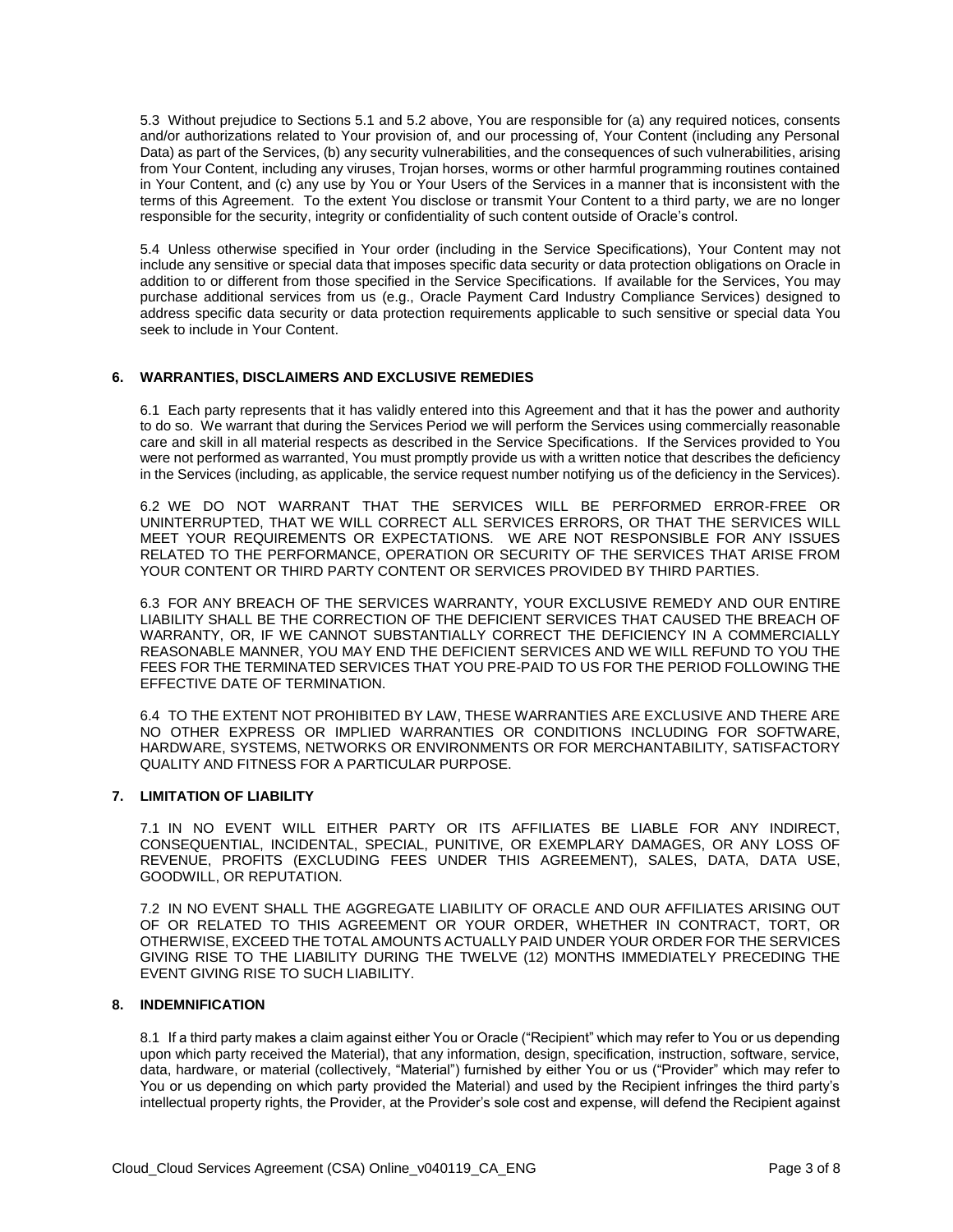5.3 Without prejudice to Sections 5.1 and 5.2 above, You are responsible for (a) any required notices, consents and/or authorizations related to Your provision of, and our processing of, Your Content (including any Personal Data) as part of the Services, (b) any security vulnerabilities, and the consequences of such vulnerabilities, arising from Your Content, including any viruses, Trojan horses, worms or other harmful programming routines contained in Your Content, and (c) any use by You or Your Users of the Services in a manner that is inconsistent with the terms of this Agreement. To the extent You disclose or transmit Your Content to a third party, we are no longer responsible for the security, integrity or confidentiality of such content outside of Oracle's control.

5.4 Unless otherwise specified in Your order (including in the Service Specifications), Your Content may not include any sensitive or special data that imposes specific data security or data protection obligations on Oracle in addition to or different from those specified in the Service Specifications. If available for the Services, You may purchase additional services from us (e.g., Oracle Payment Card Industry Compliance Services) designed to address specific data security or data protection requirements applicable to such sensitive or special data You seek to include in Your Content.

## 6. WARRANTIES, DISCLAIMERS AND EXCLUSIVE REMEDIES

6.1 Each party represents that it has validly entered into this Agreement and that it has the power and authority to do so. We warrant that during the Services Period we will perform the Services using commercially reasonable care and skill in all material respects as described in the Service Specifications. If the Services provided to You were not performed as warranted, You must promptly provide us with a written notice that describes the deficiency in the Services (including, as applicable, the service request number notifying us of the deficiency in the Services).

6.2 WE DO NOT WARRANT THAT THE SERVICES WILL BE PERFORMED ERROR-FREE OR UNINTERRUPTED, THAT WE WILL CORRECT ALL SERVICES ERRORS, OR THAT THE SERVICES WILL MEET YOUR REQUIREMENTS OR EXPECTATIONS. WE ARE NOT RESPONSIBLE FOR ANY ISSUES RELATED TO THE PERFORMANCE, OPERATION OR SECURITY OF THE SERVICES THAT ARISE FROM YOUR CONTENT OR THIRD PARTY CONTENT OR SERVICES PROVIDED BY THIRD PARTIES.

6.3 FOR ANY BREACH OF THE SERVICES WARRANTY, YOUR EXCLUSIVE REMEDY AND OUR ENTIRE LIABILITY SHALL BE THE CORRECTION OF THE DEFICIENT SERVICES THAT CAUSED THE BREACH OF WARRANTY, OR, IF WE CANNOT SUBSTANTIALLY CORRECT THE DEFICIENCY IN A COMMERCIALLY REASONABLE MANNER, YOU MAY END THE DEFICIENT SERVICES AND WE WILL REFUND TO YOU THE FEES FOR THE TERMINATED SERVICES THAT YOU PRE-PAID TO US FOR THE PERIOD FOLLOWING THE EFFECTIVE DATE OF TERMINATION.

6.4 TO THE EXTENT NOT PROHIBITED BY LAW, THESE WARRANTIES ARE EXCLUSIVE AND THERE ARE NO OTHER EXPRESS OR IMPLIED WARRANTIES OR CONDITIONS INCLUDING FOR SOFTWARE, HARDWARE, SYSTEMS, NETWORKS OR ENVIRONMENTS OR FOR MERCHANTABILITY, SATISFACTORY QUALITY AND FITNESS FOR A PARTICULAR PURPOSE.

## 7. LIMITATION OF LIABILITY

7.1 IN NO EVENT WILL EITHER PARTY OR ITS AFFILIATES BE LIABLE FOR ANY INDIRECT, CONSEQUENTIAL, INCIDENTAL, SPECIAL, PUNITIVE, OR EXEMPLARY DAMAGES, OR ANY LOSS OF REVENUE, PROFITS (EXCLUDING FEES UNDER THIS AGREEMENT), SALES, DATA, DATA USE, GOODWILL, OR REPUTATION.

7.2 IN NO EVENT SHALL THE AGGREGATE LIABILITY OF ORACLE AND OUR AFFILIATES ARISING OUT OF OR RELATED TO THIS AGREEMENT OR YOUR ORDER, WHETHER IN CONTRACT, TORT, OR OTHERWISE, EXCEED THE TOTAL AMOUNTS ACTUALLY PAID UNDER YOUR ORDER FOR THE SERVICES GIVING RISE TO THE LIABILITY DURING THE TWELVE (12) MONTHS IMMEDIATELY PRECEDING THE EVENT GIVING RISE TO SUCH LIABILITY.

## 8. INDEMNIFICATION

8.1 If a third party makes a claim against either You or Oracle ("Recipient" which may refer to You or us depending upon which party received the Material), that any information, design, specification, instruction, software, service, data, hardware, or material (collectively, "Material") furnished by either You or us ("Provider" which may refer to You or us depending on which party provided the Material) and used by the Recipient infringes the third party's intellectual property rights, the Provider, at the Provider's sole cost and expense, will defend the Recipient against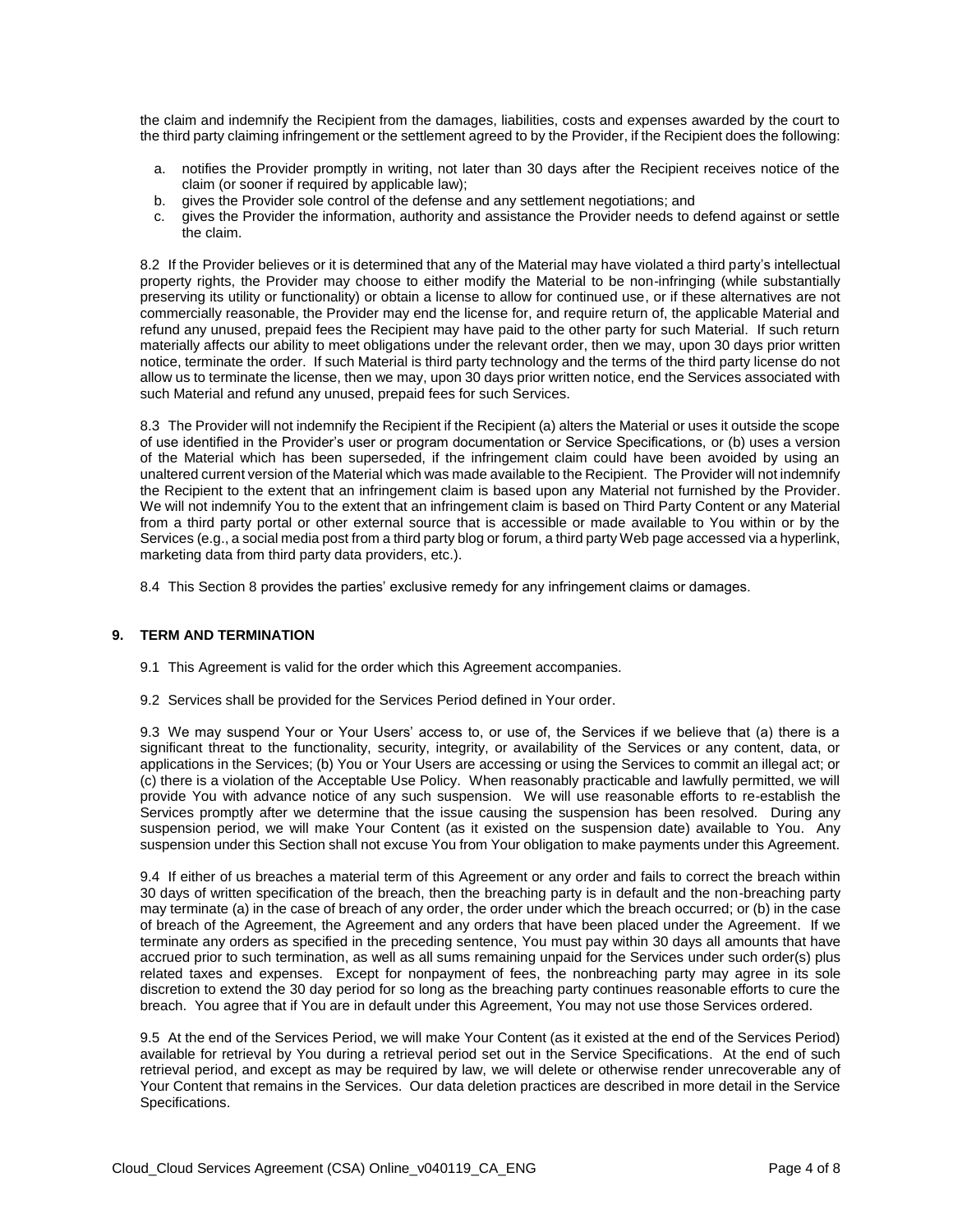the claim and indemnify the Recipient from the damages, liabilities, costs and expenses awarded by the court to the third party claiming infringement or the settlement agreed to by the Provider, if the Recipient does the following:

a. notifies the Provider promptly in writing, not later than 30 days after the Recipient receives notice of the claim (or sooner if required by applicable law);
b. gives the Provider sole control of the defense and any settlement negotiations; and
c. gives the Provider the information, authority and assistance the Provider needs to defend against or settle the claim.

8.2 If the Provider believes or it is determined that any of the Material may have violated a third party's intellectual property rights, the Provider may choose to either modify the Material to be non-infringing (while substantially preserving its utility or functionality) or obtain a license to allow for continued use, or if these alternatives are not commercially reasonable, the Provider may end the license for, and require return of, the applicable Material and refund any unused, prepaid fees the Recipient may have paid to the other party for such Material. If such return materially affects our ability to meet obligations under the relevant order, then we may, upon 30 days prior written notice, terminate the order. If such Material is third party technology and the terms of the third party license do not allow us to terminate the license, then we may, upon 30 days prior written notice, end the Services associated with such Material and refund any unused, prepaid fees for such Services.

8.3 The Provider will not indemnify the Recipient if the Recipient (a) alters the Material or uses it outside the scope of use identified in the Provider's user or program documentation or Service Specifications, or (b) uses a version of the Material which has been superseded, if the infringement claim could have been avoided by using an unaltered current version of the Material which was made available to the Recipient. The Provider will not indemnify the Recipient to the extent that an infringement claim is based upon any Material not furnished by the Provider. We will not indemnify You to the extent that an infringement claim is based on Third Party Content or any Material from a third party portal or other external source that is accessible or made available to You within or by the Services (e.g., a social media post from a third party blog or forum, a third party Web page accessed via a hyperlink, marketing data from third party data providers, etc.).

8.4 This Section 8 provides the parties' exclusive remedy for any infringement claims or damages.

## 9. TERM AND TERMINATION

9.1 This Agreement is valid for the order which this Agreement accompanies.

9.2 Services shall be provided for the Services Period defined in Your order.

9.3 We may suspend Your or Your Users' access to, or use of, the Services if we believe that (a) there is a significant threat to the functionality, security, integrity, or availability of the Services or any content, data, or applications in the Services; (b) You or Your Users are accessing or using the Services to commit an illegal act; or (c) there is a violation of the Acceptable Use Policy. When reasonably practicable and lawfully permitted, we will provide You with advance notice of any such suspension. We will use reasonable efforts to re-establish the Services promptly after we determine that the issue causing the suspension has been resolved. During any suspension period, we will make Your Content (as it existed on the suspension date) available to You. Any suspension under this Section shall not excuse You from Your obligation to make payments under this Agreement.

9.4 If either of us breaches a material term of this Agreement or any order and fails to correct the breach within 30 days of written specification of the breach, then the breaching party is in default and the non-breaching party may terminate (a) in the case of breach of any order, the order under which the breach occurred; or (b) in the case of breach of the Agreement, the Agreement and any orders that have been placed under the Agreement. If we terminate any orders as specified in the preceding sentence, You must pay within 30 days all amounts that have accrued prior to such termination, as well as all sums remaining unpaid for the Services under such order(s) plus related taxes and expenses. Except for nonpayment of fees, the nonbreaching party may agree in its sole discretion to extend the 30 day period for so long as the breaching party continues reasonable efforts to cure the breach. You agree that if You are in default under this Agreement, You may not use those Services ordered.

9.5 At the end of the Services Period, we will make Your Content (as it existed at the end of the Services Period) available for retrieval by You during a retrieval period set out in the Service Specifications. At the end of such retrieval period, and except as may be required by law, we will delete or otherwise render unrecoverable any of Your Content that remains in the Services. Our data deletion practices are described in more detail in the Service Specifications.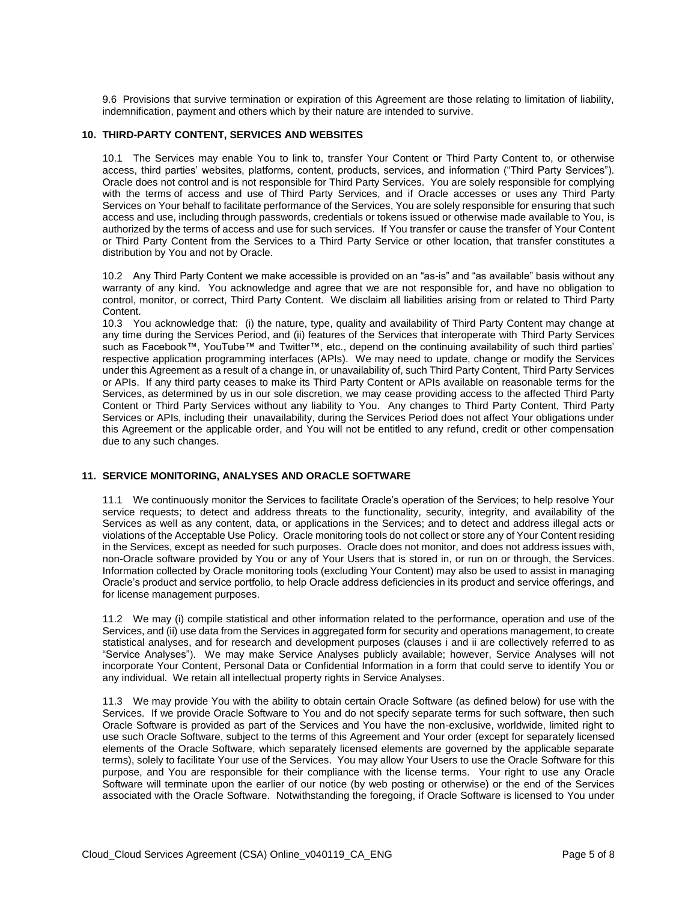9.6 Provisions that survive termination or expiration of this Agreement are those relating to limitation of liability, indemnification, payment and others which by their nature are intended to survive.

## 10. THIRD-PARTY CONTENT, SERVICES AND WEBSITES

10.1 The Services may enable You to link to, transfer Your Content or Third Party Content to, or otherwise access, third parties' websites, platforms, content, products, services, and information ("Third Party Services"). Oracle does not control and is not responsible for Third Party Services. You are solely responsible for complying with the terms of access and use of Third Party Services, and if Oracle accesses or uses any Third Party Services on Your behalf to facilitate performance of the Services, You are solely responsible for ensuring that such access and use, including through passwords, credentials or tokens issued or otherwise made available to You, is authorized by the terms of access and use for such services. If You transfer or cause the transfer of Your Content or Third Party Content from the Services to a Third Party Service or other location, that transfer constitutes a distribution by You and not by Oracle.

10.2 Any Third Party Content we make accessible is provided on an "as-is" and "as available" basis without any warranty of any kind. You acknowledge and agree that we are not responsible for, and have no obligation to control, monitor, or correct, Third Party Content. We disclaim all liabilities arising from or related to Third Party Content.

10.3 You acknowledge that: (i) the nature, type, quality and availability of Third Party Content may change at any time during the Services Period, and (ii) features of the Services that interoperate with Third Party Services such as Facebook™, YouTube™ and Twitter™, etc., depend on the continuing availability of such third parties' respective application programming interfaces (APIs). We may need to update, change or modify the Services under this Agreement as a result of a change in, or unavailability of, such Third Party Content, Third Party Services or APIs. If any third party ceases to make its Third Party Content or APIs available on reasonable terms for the Services, as determined by us in our sole discretion, we may cease providing access to the affected Third Party Content or Third Party Services without any liability to You. Any changes to Third Party Content, Third Party Services or APIs, including their unavailability, during the Services Period does not affect Your obligations under this Agreement or the applicable order, and You will not be entitled to any refund, credit or other compensation due to any such changes.

## 11. SERVICE MONITORING, ANALYSES AND ORACLE SOFTWARE

11.1 We continuously monitor the Services to facilitate Oracle's operation of the Services; to help resolve Your service requests; to detect and address threats to the functionality, security, integrity, and availability of the Services as well as any content, data, or applications in the Services; and to detect and address illegal acts or violations of the Acceptable Use Policy. Oracle monitoring tools do not collect or store any of Your Content residing in the Services, except as needed for such purposes. Oracle does not monitor, and does not address issues with, non-Oracle software provided by You or any of Your Users that is stored in, or run on or through, the Services. Information collected by Oracle monitoring tools (excluding Your Content) may also be used to assist in managing Oracle's product and service portfolio, to help Oracle address deficiencies in its product and service offerings, and for license management purposes.

11.2 We may (i) compile statistical and other information related to the performance, operation and use of the Services, and (ii) use data from the Services in aggregated form for security and operations management, to create statistical analyses, and for research and development purposes (clauses i and ii are collectively referred to as "Service Analyses"). We may make Service Analyses publicly available; however, Service Analyses will not incorporate Your Content, Personal Data or Confidential Information in a form that could serve to identify You or any individual. We retain all intellectual property rights in Service Analyses.

11.3 We may provide You with the ability to obtain certain Oracle Software (as defined below) for use with the Services. If we provide Oracle Software to You and do not specify separate terms for such software, then such Oracle Software is provided as part of the Services and You have the non-exclusive, worldwide, limited right to use such Oracle Software, subject to the terms of this Agreement and Your order (except for separately licensed elements of the Oracle Software, which separately licensed elements are governed by the applicable separate terms), solely to facilitate Your use of the Services. You may allow Your Users to use the Oracle Software for this purpose, and You are responsible for their compliance with the license terms. Your right to use any Oracle Software will terminate upon the earlier of our notice (by web posting or otherwise) or the end of the Services associated with the Oracle Software. Notwithstanding the foregoing, if Oracle Software is licensed to You under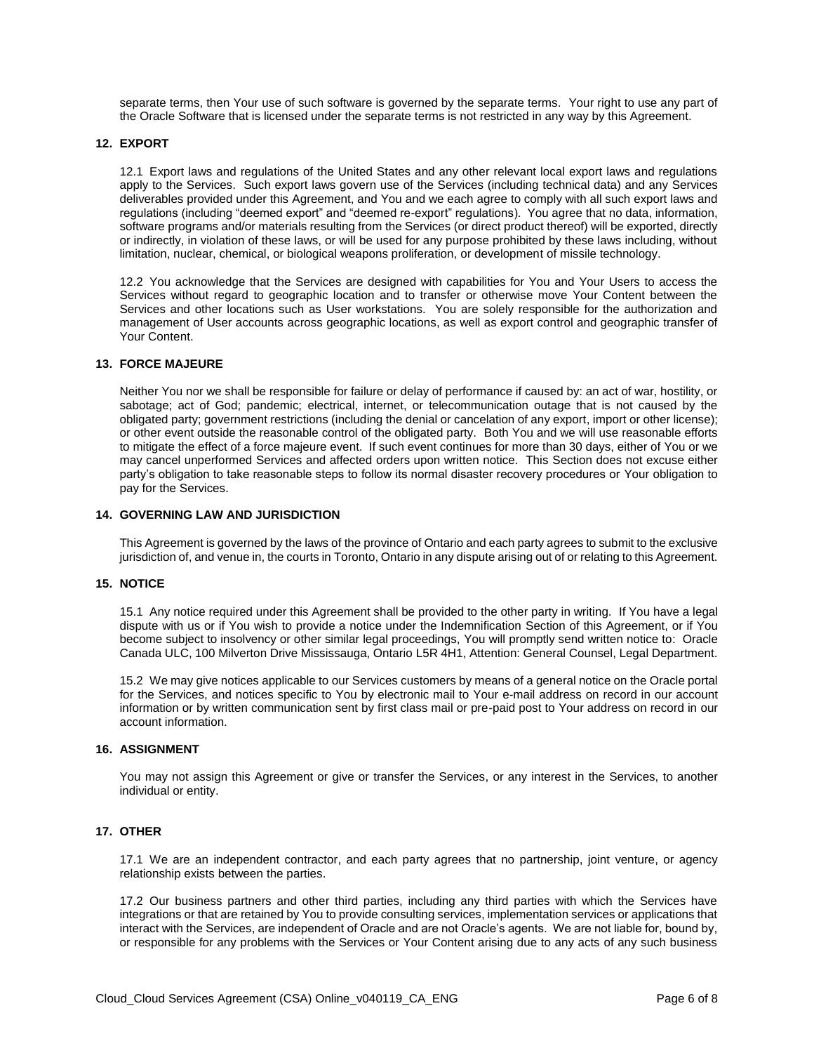separate terms, then Your use of such software is governed by the separate terms. Your right to use any part of the Oracle Software that is licensed under the separate terms is not restricted in any way by this Agreement.

## 12. EXPORT

12.1 Export laws and regulations of the United States and any other relevant local export laws and regulations apply to the Services. Such export laws govern use of the Services (including technical data) and any Services deliverables provided under this Agreement, and You and we each agree to comply with all such export laws and regulations (including "deemed export" and "deemed re-export" regulations). You agree that no data, information, software programs and/or materials resulting from the Services (or direct product thereof) will be exported, directly or indirectly, in violation of these laws, or will be used for any purpose prohibited by these laws including, without limitation, nuclear, chemical, or biological weapons proliferation, or development of missile technology.

12.2 You acknowledge that the Services are designed with capabilities for You and Your Users to access the Services without regard to geographic location and to transfer or otherwise move Your Content between the Services and other locations such as User workstations. You are solely responsible for the authorization and management of User accounts across geographic locations, as well as export control and geographic transfer of Your Content.

## 13. FORCE MAJEURE

Neither You nor we shall be responsible for failure or delay of performance if caused by: an act of war, hostility, or sabotage; act of God; pandemic; electrical, internet, or telecommunication outage that is not caused by the obligated party; government restrictions (including the denial or cancelation of any export, import or other license); or other event outside the reasonable control of the obligated party. Both You and we will use reasonable efforts to mitigate the effect of a force majeure event. If such event continues for more than 30 days, either of You or we may cancel unperformed Services and affected orders upon written notice. This Section does not excuse either party's obligation to take reasonable steps to follow its normal disaster recovery procedures or Your obligation to pay for the Services.

## 14. GOVERNING LAW AND JURISDICTION

This Agreement is governed by the laws of the province of Ontario and each party agrees to submit to the exclusive jurisdiction of, and venue in, the courts in Toronto, Ontario in any dispute arising out of or relating to this Agreement.

## 15. NOTICE

15.1 Any notice required under this Agreement shall be provided to the other party in writing. If You have a legal dispute with us or if You wish to provide a notice under the Indemnification Section of this Agreement, or if You become subject to insolvency or other similar legal proceedings, You will promptly send written notice to: Oracle Canada ULC, 100 Milverton Drive Mississauga, Ontario L5R 4H1, Attention: General Counsel, Legal Department.

15.2 We may give notices applicable to our Services customers by means of a general notice on the Oracle portal for the Services, and notices specific to You by electronic mail to Your e-mail address on record in our account information or by written communication sent by first class mail or pre-paid post to Your address on record in our account information.

## 16. ASSIGNMENT

You may not assign this Agreement or give or transfer the Services, or any interest in the Services, to another individual or entity.

## 17. OTHER

17.1 We are an independent contractor, and each party agrees that no partnership, joint venture, or agency relationship exists between the parties.

17.2 Our business partners and other third parties, including any third parties with which the Services have integrations or that are retained by You to provide consulting services, implementation services or applications that interact with the Services, are independent of Oracle and are not Oracle's agents. We are not liable for, bound by, or responsible for any problems with the Services or Your Content arising due to any acts of any such business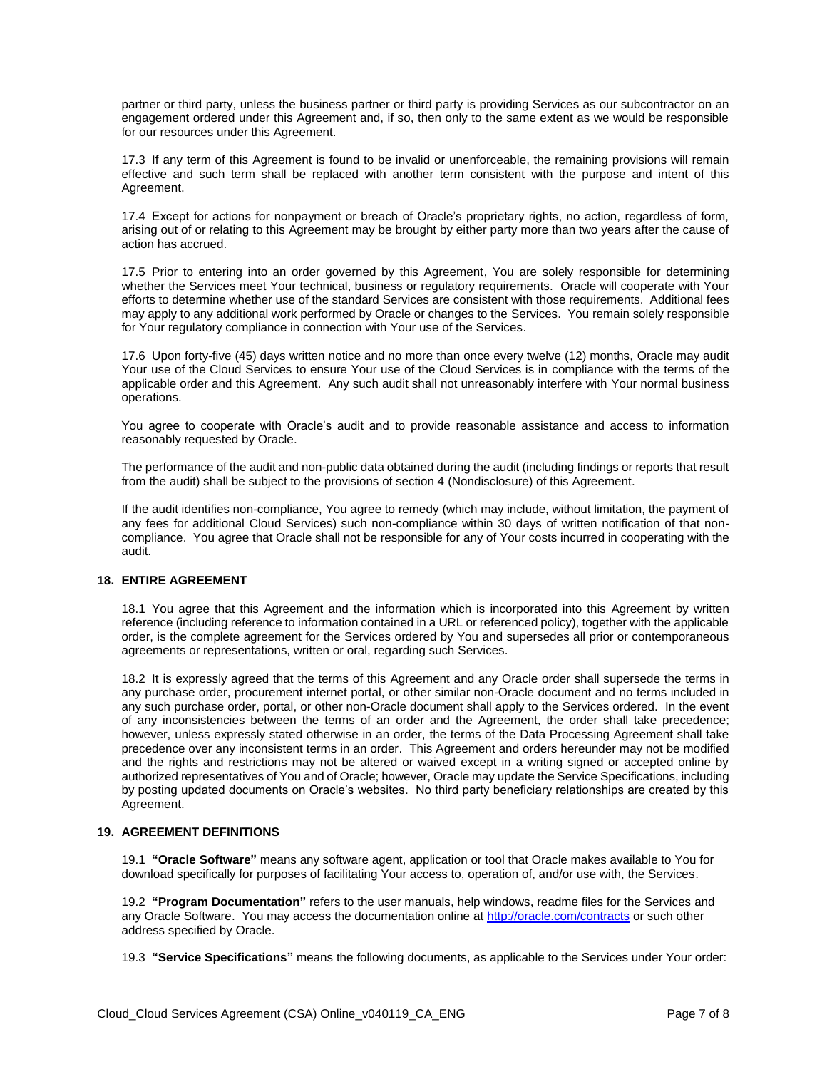partner or third party, unless the business partner or third party is providing Services as our subcontractor on an engagement ordered under this Agreement and, if so, then only to the same extent as we would be responsible for our resources under this Agreement.

17.3 If any term of this Agreement is found to be invalid or unenforceable, the remaining provisions will remain effective and such term shall be replaced with another term consistent with the purpose and intent of this Agreement.

17.4 Except for actions for nonpayment or breach of Oracle's proprietary rights, no action, regardless of form, arising out of or relating to this Agreement may be brought by either party more than two years after the cause of action has accrued.

17.5 Prior to entering into an order governed by this Agreement, You are solely responsible for determining whether the Services meet Your technical, business or regulatory requirements. Oracle will cooperate with Your efforts to determine whether use of the standard Services are consistent with those requirements. Additional fees may apply to any additional work performed by Oracle or changes to the Services. You remain solely responsible for Your regulatory compliance in connection with Your use of the Services.

17.6 Upon forty-five (45) days written notice and no more than once every twelve (12) months, Oracle may audit Your use of the Cloud Services to ensure Your use of the Cloud Services is in compliance with the terms of the applicable order and this Agreement. Any such audit shall not unreasonably interfere with Your normal business operations.

You agree to cooperate with Oracle's audit and to provide reasonable assistance and access to information reasonably requested by Oracle.

The performance of the audit and non-public data obtained during the audit (including findings or reports that result from the audit) shall be subject to the provisions of section 4 (Nondisclosure) of this Agreement.

If the audit identifies non-compliance, You agree to remedy (which may include, without limitation, the payment of any fees for additional Cloud Services) such non-compliance within 30 days of written notification of that non-compliance. You agree that Oracle shall not be responsible for any of Your costs incurred in cooperating with the audit.

## 18. ENTIRE AGREEMENT

18.1 You agree that this Agreement and the information which is incorporated into this Agreement by written reference (including reference to information contained in a URL or referenced policy), together with the applicable order, is the complete agreement for the Services ordered by You and supersedes all prior or contemporaneous agreements or representations, written or oral, regarding such Services.

18.2 It is expressly agreed that the terms of this Agreement and any Oracle order shall supersede the terms in any purchase order, procurement internet portal, or other similar non-Oracle document and no terms included in any such purchase order, portal, or other non-Oracle document shall apply to the Services ordered. In the event of any inconsistencies between the terms of an order and the Agreement, the order shall take precedence; however, unless expressly stated otherwise in an order, the terms of the Data Processing Agreement shall take precedence over any inconsistent terms in an order. This Agreement and orders hereunder may not be modified and the rights and restrictions may not be altered or waived except in a writing signed or accepted online by authorized representatives of You and of Oracle; however, Oracle may update the Service Specifications, including by posting updated documents on Oracle's websites. No third party beneficiary relationships are created by this Agreement.

## 19. AGREEMENT DEFINITIONS

19.1 **"Oracle Software"** means any software agent, application or tool that Oracle makes available to You for download specifically for purposes of facilitating Your access to, operation of, and/or use with, the Services.

19.2 **"Program Documentation"** refers to the user manuals, help windows, readme files for the Services and any Oracle Software. You may access the documentation online at [http://oracle.com/contracts](http://oracle.com/contracts) or such other address specified by Oracle.

19.3 **"Service Specifications"** means the following documents, as applicable to the Services under Your order: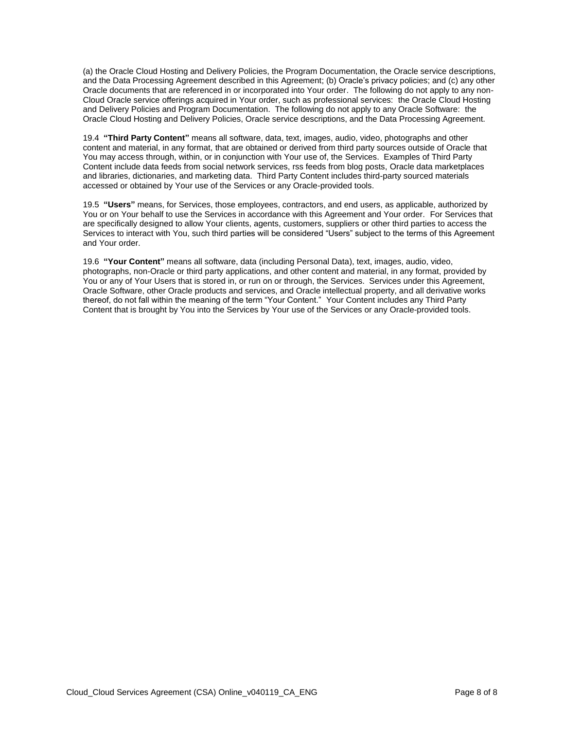(a) the Oracle Cloud Hosting and Delivery Policies, the Program Documentation, the Oracle service descriptions, and the Data Processing Agreement described in this Agreement; (b) Oracle's privacy policies; and (c) any other Oracle documents that are referenced in or incorporated into Your order. The following do not apply to any non-Cloud Oracle service offerings acquired in Your order, such as professional services: the Oracle Cloud Hosting and Delivery Policies and Program Documentation. The following do not apply to any Oracle Software: the Oracle Cloud Hosting and Delivery Policies, Oracle service descriptions, and the Data Processing Agreement.

19.4 **"Third Party Content"** means all software, data, text, images, audio, video, photographs and other content and material, in any format, that are obtained or derived from third party sources outside of Oracle that You may access through, within, or in conjunction with Your use of, the Services. Examples of Third Party Content include data feeds from social network services, rss feeds from blog posts, Oracle data marketplaces and libraries, dictionaries, and marketing data. Third Party Content includes third-party sourced materials accessed or obtained by Your use of the Services or any Oracle-provided tools.

19.5 **"Users"** means, for Services, those employees, contractors, and end users, as applicable, authorized by You or on Your behalf to use the Services in accordance with this Agreement and Your order. For Services that are specifically designed to allow Your clients, agents, customers, suppliers or other third parties to access the Services to interact with You, such third parties will be considered "Users" subject to the terms of this Agreement and Your order.

19.6 **"Your Content"** means all software, data (including Personal Data), text, images, audio, video, photographs, non-Oracle or third party applications, and other content and material, in any format, provided by You or any of Your Users that is stored in, or run on or through, the Services. Services under this Agreement, Oracle Software, other Oracle products and services, and Oracle intellectual property, and all derivative works thereof, do not fall within the meaning of the term "Your Content." Your Content includes any Third Party Content that is brought by You into the Services by Your use of the Services or any Oracle-provided tools.